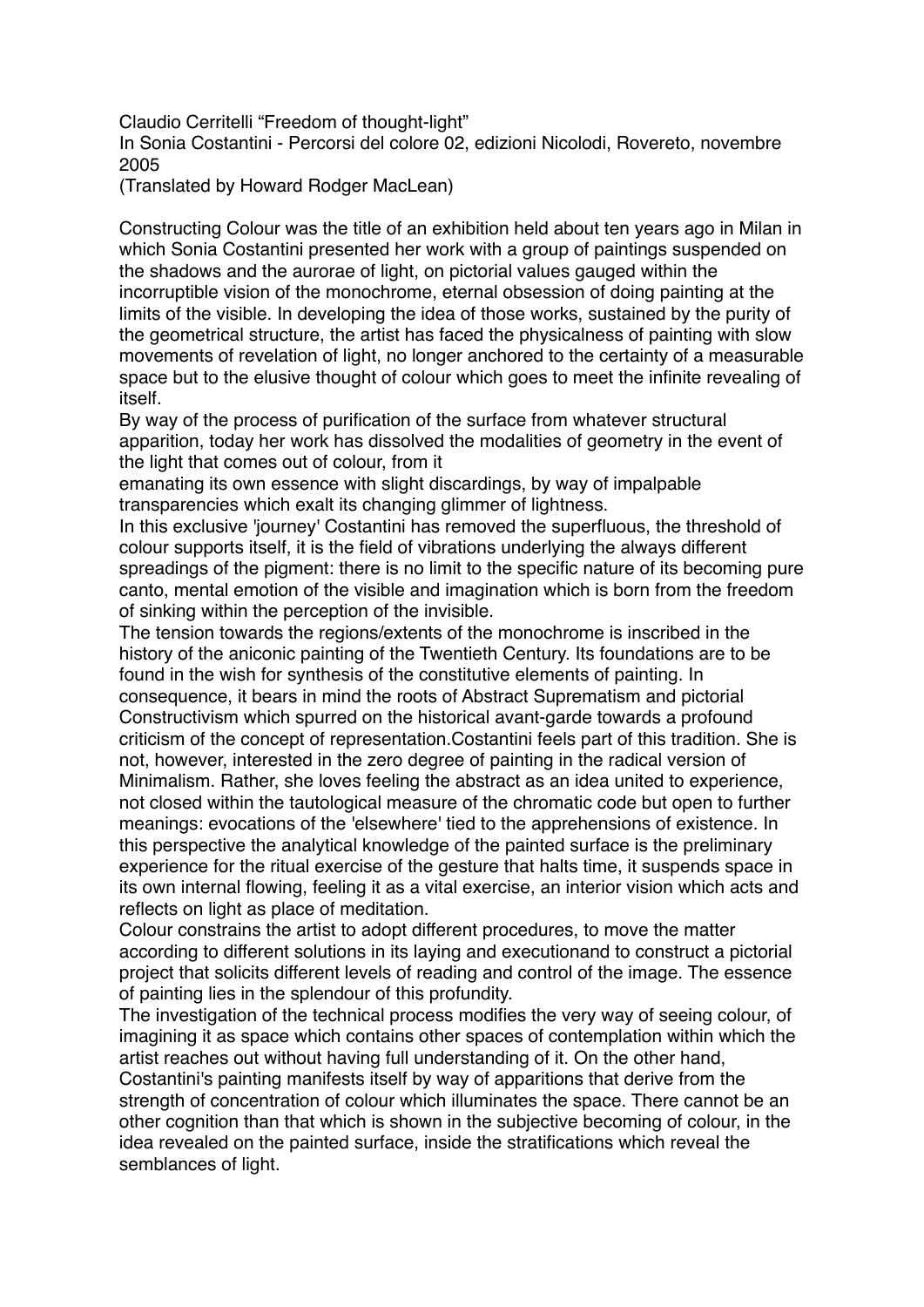Claudio Cerritelli "Freedom of thought-light"
In Sonia Costantini - Percorsi del colore 02, edizioni Nicolodi, Rovereto, novembre 2005
(Translated by Howard Rodger MacLean)

Constructing Colour was the title of an exhibition held about ten years ago in Milan in which Sonia Costantini presented her work with a group of paintings suspended on the shadows and the aurorae of light, on pictorial values gauged within the incorruptible vision of the monochrome, eternal obsession of doing painting at the limits of the visible. In developing the idea of those works, sustained by the purity of the geometrical structure, the artist has faced the physicalness of painting with slow movements of revelation of light, no longer anchored to the certainty of a measurable space but to the elusive thought of colour which goes to meet the infinite revealing of itself.

By way of the process of purification of the surface from whatever structural apparition, today her work has dissolved the modalities of geometry in the event of the light that comes out of colour, from it emanating its own essence with slight discardings, by way of impalpable transparencies which exalt its changing glimmer of lightness.

In this exclusive 'journey' Costantini has removed the superfluous, the threshold of colour supports itself, it is the field of vibrations underlying the always different spreadings of the pigment: there is no limit to the specific nature of its becoming pure canto, mental emotion of the visible and imagination which is born from the freedom of sinking within the perception of the invisible.

The tension towards the regions/extents of the monochrome is inscribed in the history of the aniconic painting of the Twentieth Century. Its foundations are to be found in the wish for synthesis of the constitutive elements of painting. In consequence, it bears in mind the roots of Abstract Suprematism and pictorial Constructivism which spurred on the historical avant-garde towards a profound criticism of the concept of representation.Costantini feels part of this tradition. She is not, however, interested in the zero degree of painting in the radical version of Minimalism. Rather, she loves feeling the abstract as an idea united to experience, not closed within the tautological measure of the chromatic code but open to further meanings: evocations of the 'elsewhere' tied to the apprehensions of existence. In this perspective the analytical knowledge of the painted surface is the preliminary experience for the ritual exercise of the gesture that halts time, it suspends space in its own internal flowing, feeling it as a vital exercise, an interior vision which acts and reflects on light as place of meditation.

Colour constrains the artist to adopt different procedures, to move the matter according to different solutions in its laying and executionand to construct a pictorial project that solicits different levels of reading and control of the image. The essence of painting lies in the splendour of this profundity.

The investigation of the technical process modifies the very way of seeing colour, of imagining it as space which contains other spaces of contemplation within which the artist reaches out without having full understanding of it. On the other hand, Costantini's painting manifests itself by way of apparitions that derive from the strength of concentration of colour which illuminates the space. There cannot be an other cognition than that which is shown in the subjective becoming of colour, in the idea revealed on the painted surface, inside the stratifications which reveal the semblances of light.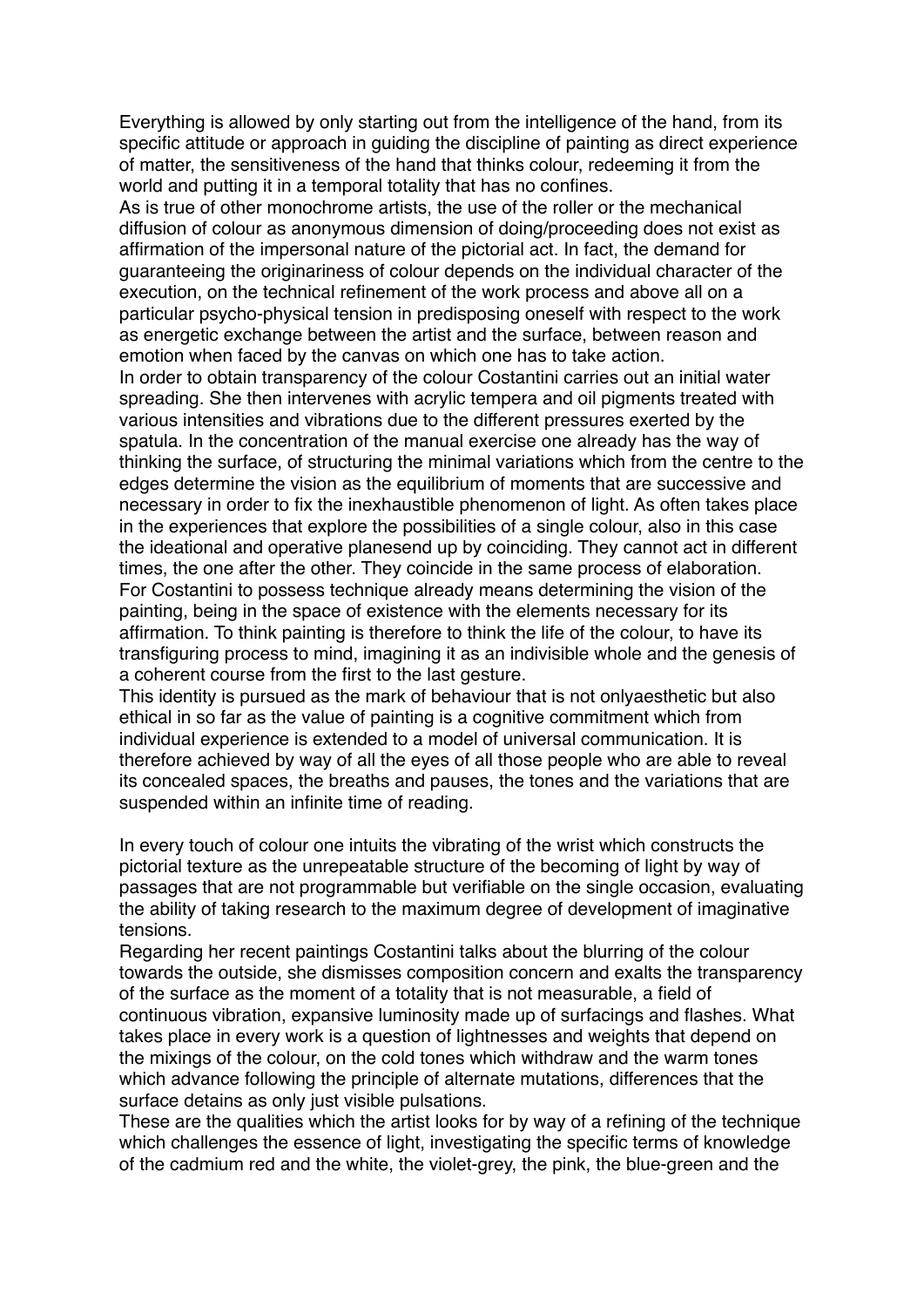Everything is allowed by only starting out from the intelligence of the hand, from its specific attitude or approach in guiding the discipline of painting as direct experience of matter, the sensitiveness of the hand that thinks colour, redeeming it from the world and putting it in a temporal totality that has no confines.

As is true of other monochrome artists, the use of the roller or the mechanical diffusion of colour as anonymous dimension of doing/proceeding does not exist as affirmation of the impersonal nature of the pictorial act. In fact, the demand for guaranteeing the originariness of colour depends on the individual character of the execution, on the technical refinement of the work process and above all on a particular psycho-physical tension in predisposing oneself with respect to the work as energetic exchange between the artist and the surface, between reason and emotion when faced by the canvas on which one has to take action.

In order to obtain transparency of the colour Costantini carries out an initial water spreading. She then intervenes with acrylic tempera and oil pigments treated with various intensities and vibrations due to the different pressures exerted by the spatula. In the concentration of the manual exercise one already has the way of thinking the surface, of structuring the minimal variations which from the centre to the edges determine the vision as the equilibrium of moments that are successive and necessary in order to fix the inexhaustible phenomenon of light. As often takes place in the experiences that explore the possibilities of a single colour, also in this case the ideational and operative planesend up by coinciding. They cannot act in different times, the one after the other. They coincide in the same process of elaboration.

For Costantini to possess technique already means determining the vision of the painting, being in the space of existence with the elements necessary for its affirmation. To think painting is therefore to think the life of the colour, to have its transfiguring process to mind, imagining it as an indivisible whole and the genesis of a coherent course from the first to the last gesture.

This identity is pursued as the mark of behaviour that is not onlyaesthetic but also ethical in so far as the value of painting is a cognitive commitment which from individual experience is extended to a model of universal communication. It is therefore achieved by way of all the eyes of all those people who are able to reveal its concealed spaces, the breaths and pauses, the tones and the variations that are suspended within an infinite time of reading.

In every touch of colour one intuits the vibrating of the wrist which constructs the pictorial texture as the unrepeatable structure of the becoming of light by way of passages that are not programmable but verifiable on the single occasion, evaluating the ability of taking research to the maximum degree of development of imaginative tensions.

Regarding her recent paintings Costantini talks about the blurring of the colour towards the outside, she dismisses composition concern and exalts the transparency of the surface as the moment of a totality that is not measurable, a field of continuous vibration, expansive luminosity made up of surfacings and flashes. What takes place in every work is a question of lightnesses and weights that depend on the mixings of the colour, on the cold tones which withdraw and the warm tones which advance following the principle of alternate mutations, differences that the surface detains as only just visible pulsations.

These are the qualities which the artist looks for by way of a refining of the technique which challenges the essence of light, investigating the specific terms of knowledge of the cadmium red and the white, the violet-grey, the pink, the blue-green and the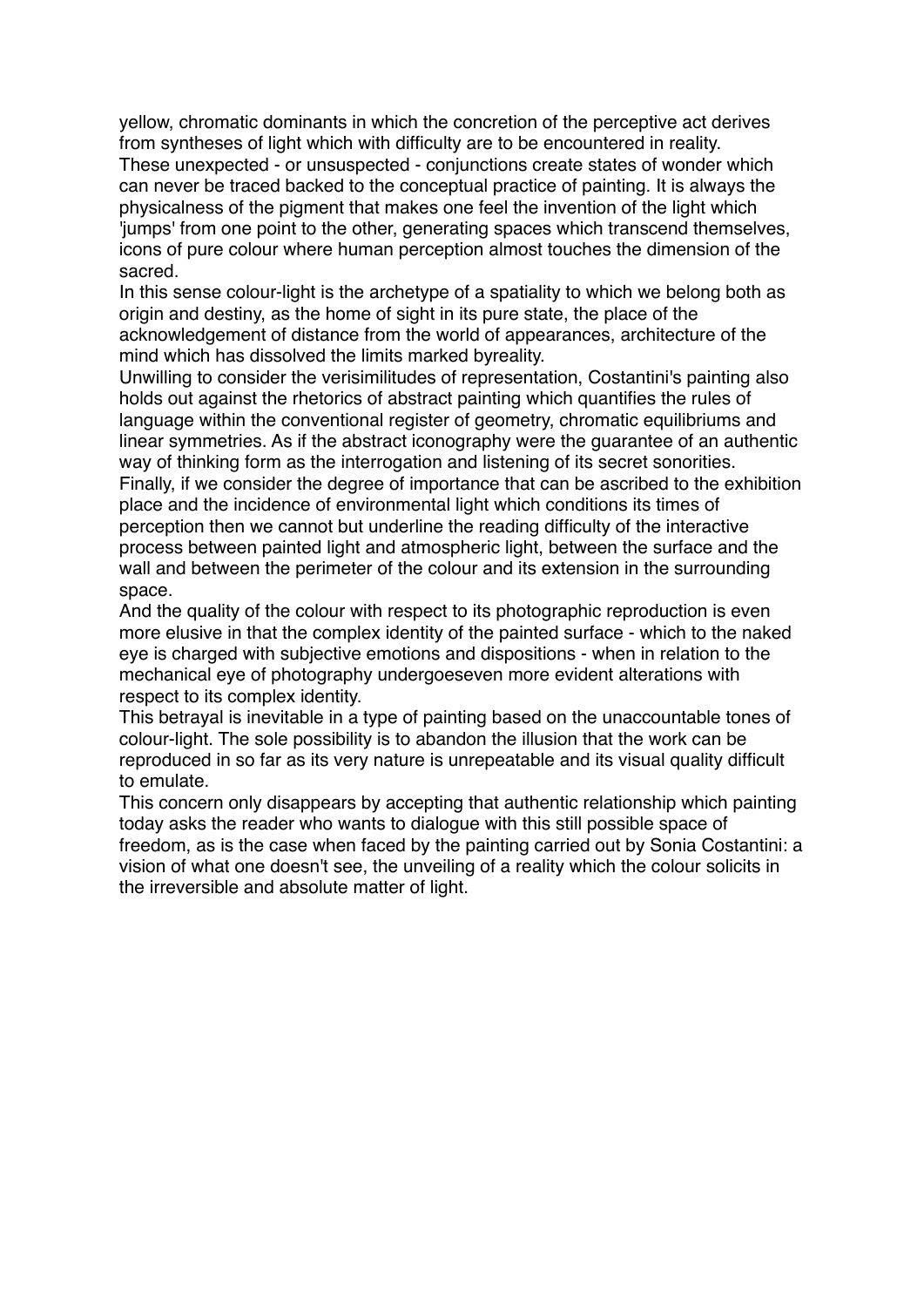yellow, chromatic dominants in which the concretion of the perceptive act derives from syntheses of light which with difficulty are to be encountered in reality.
These unexpected - or unsuspected - conjunctions create states of wonder which can never be traced backed to the conceptual practice of painting. It is always the physicalness of the pigment that makes one feel the invention of the light which 'jumps' from one point to the other, generating spaces which transcend themselves, icons of pure colour where human perception almost touches the dimension of the sacred.
In this sense colour-light is the archetype of a spatiality to which we belong both as origin and destiny, as the home of sight in its pure state, the place of the acknowledgement of distance from the world of appearances, architecture of the mind which has dissolved the limits marked byreality.
Unwilling to consider the verisimilitudes of representation, Costantini's painting also holds out against the rhetorics of abstract painting which quantifies the rules of language within the conventional register of geometry, chromatic equilibriums and linear symmetries. As if the abstract iconography were the guarantee of an authentic way of thinking form as the interrogation and listening of its secret sonorities.
Finally, if we consider the degree of importance that can be ascribed to the exhibition place and the incidence of environmental light which conditions its times of perception then we cannot but underline the reading difficulty of the interactive process between painted light and atmospheric light, between the surface and the wall and between the perimeter of the colour and its extension in the surrounding space.
And the quality of the colour with respect to its photographic reproduction is even more elusive in that the complex identity of the painted surface - which to the naked eye is charged with subjective emotions and dispositions - when in relation to the mechanical eye of photography undergoeseven more evident alterations with respect to its complex identity.
This betrayal is inevitable in a type of painting based on the unaccountable tones of colour-light. The sole possibility is to abandon the illusion that the work can be reproduced in so far as its very nature is unrepeatable and its visual quality difficult to emulate.
This concern only disappears by accepting that authentic relationship which painting today asks the reader who wants to dialogue with this still possible space of freedom, as is the case when faced by the painting carried out by Sonia Costantini: a vision of what one doesn't see, the unveiling of a reality which the colour solicits in the irreversible and absolute matter of light.